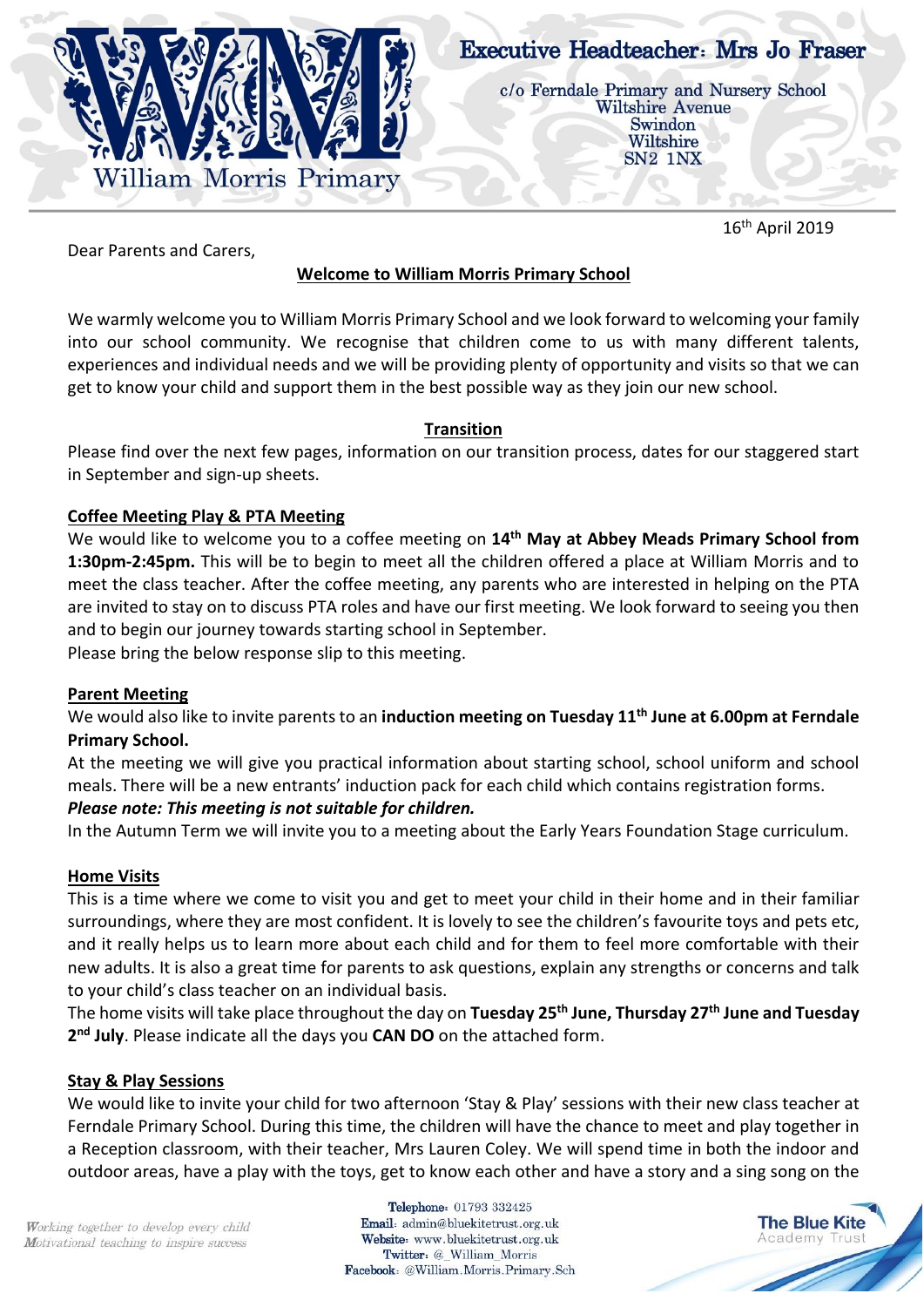William Morris Primary

**Executive Headteacher: Mrs Jo Fraser**

c/o Ferndale Primary and Nursery School
Wiltshire Avenue
Swindon
Wiltshire
SN2 1NX

16th April 2019

Dear Parents and Carers,

## Welcome to William Morris Primary School

We warmly welcome you to William Morris Primary School and we look forward to welcoming your family into our school community. We recognise that children come to us with many different talents, experiences and individual needs and we will be providing plenty of opportunity and visits so that we can get to know your child and support them in the best possible way as they join our new school.

### Transition

Please find over the next few pages, information on our transition process, dates for our staggered start in September and sign-up sheets.

### Coffee Meeting Play & PTA Meeting

We would like to welcome you to a coffee meeting on **14th May at Abbey Meads Primary School from 1:30pm-2:45pm.** This will be to begin to meet all the children offered a place at William Morris and to meet the class teacher. After the coffee meeting, any parents who are interested in helping on the PTA are invited to stay on to discuss PTA roles and have our first meeting. We look forward to seeing you then and to begin our journey towards starting school in September.

Please bring the below response slip to this meeting.

### Parent Meeting

We would also like to invite parents to an **induction meeting on Tuesday 11th June at 6.00pm at Ferndale Primary School.**

At the meeting we will give you practical information about starting school, school uniform and school meals. There will be a new entrants' induction pack for each child which contains registration forms.

***Please note: This meeting is not suitable for children.***

In the Autumn Term we will invite you to a meeting about the Early Years Foundation Stage curriculum.

### Home Visits

This is a time where we come to visit you and get to meet your child in their home and in their familiar surroundings, where they are most confident. It is lovely to see the children's favourite toys and pets etc, and it really helps us to learn more about each child and for them to feel more comfortable with their new adults. It is also a great time for parents to ask questions, explain any strengths or concerns and talk to your child's class teacher on an individual basis.

The home visits will take place throughout the day on **Tuesday 25th June, Thursday 27th June and Tuesday 2nd July**. Please indicate all the days you **CAN DO** on the attached form.

### Stay & Play Sessions

We would like to invite your child for two afternoon 'Stay & Play' sessions with their new class teacher at Ferndale Primary School. During this time, the children will have the chance to meet and play together in a Reception classroom, with their teacher, Mrs Lauren Coley. We will spend time in both the indoor and outdoor areas, have a play with the toys, get to know each other and have a story and a sing song on the

*Working together to develop every child*
*Motivational teaching to inspire success*

**Telephone:** 01793 332425
**Email:** admin@bluekitetrust.org.uk
**Website:** www.bluekitetrust.org.uk
**Twitter:** @_William_Morris
**Facebook:** @William.Morris.Primary.Sch

The Blue Kite Academy Trust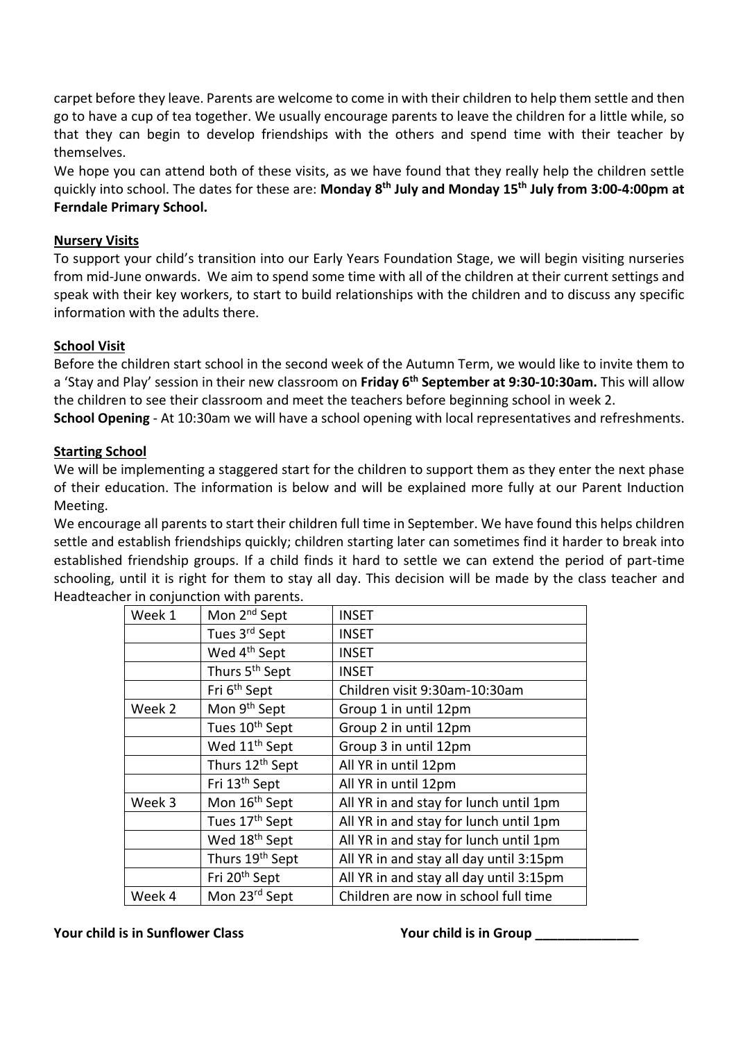carpet before they leave. Parents are welcome to come in with their children to help them settle and then go to have a cup of tea together. We usually encourage parents to leave the children for a little while, so that they can begin to develop friendships with the others and spend time with their teacher by themselves.

We hope you can attend both of these visits, as we have found that they really help the children settle quickly into school. The dates for these are: **Monday 8th July and Monday 15th July from 3:00-4:00pm at Ferndale Primary School.**

**Nursery Visits**

To support your child's transition into our Early Years Foundation Stage, we will begin visiting nurseries from mid-June onwards. We aim to spend some time with all of the children at their current settings and speak with their key workers, to start to build relationships with the children and to discuss any specific information with the adults there.

**School Visit**

Before the children start school in the second week of the Autumn Term, we would like to invite them to a 'Stay and Play' session in their new classroom on **Friday 6th September at 9:30-10:30am.** This will allow the children to see their classroom and meet the teachers before beginning school in week 2.

**School Opening** - At 10:30am we will have a school opening with local representatives and refreshments.

**Starting School**

We will be implementing a staggered start for the children to support them as they enter the next phase of their education. The information is below and will be explained more fully at our Parent Induction Meeting.

We encourage all parents to start their children full time in September. We have found this helps children settle and establish friendships quickly; children starting later can sometimes find it harder to break into established friendship groups. If a child finds it hard to settle we can extend the period of part-time schooling, until it is right for them to stay all day. This decision will be made by the class teacher and Headteacher in conjunction with parents.

| Week 1 | Mon 2nd Sept | INSET |
|---|---|---|
| | Tues 3rd Sept | INSET |
| | Wed 4th Sept | INSET |
| | Thurs 5th Sept | INSET |
| | Fri 6th Sept | Children visit 9:30am-10:30am |
| Week 2 | Mon 9th Sept | Group 1 in until 12pm |
| | Tues 10th Sept | Group 2 in until 12pm |
| | Wed 11th Sept | Group 3 in until 12pm |
| | Thurs 12th Sept | All YR in until 12pm |
| | Fri 13th Sept | All YR in until 12pm |
| Week 3 | Mon 16th Sept | All YR in and stay for lunch until 1pm |
| | Tues 17th Sept | All YR in and stay for lunch until 1pm |
| | Wed 18th Sept | All YR in and stay for lunch until 1pm |
| | Thurs 19th Sept | All YR in and stay all day until 3:15pm |
| | Fri 20th Sept | All YR in and stay all day until 3:15pm |
| Week 4 | Mon 23rd Sept | Children are now in school full time |

**Your child is in Sunflower Class** **Your child is in Group ______________**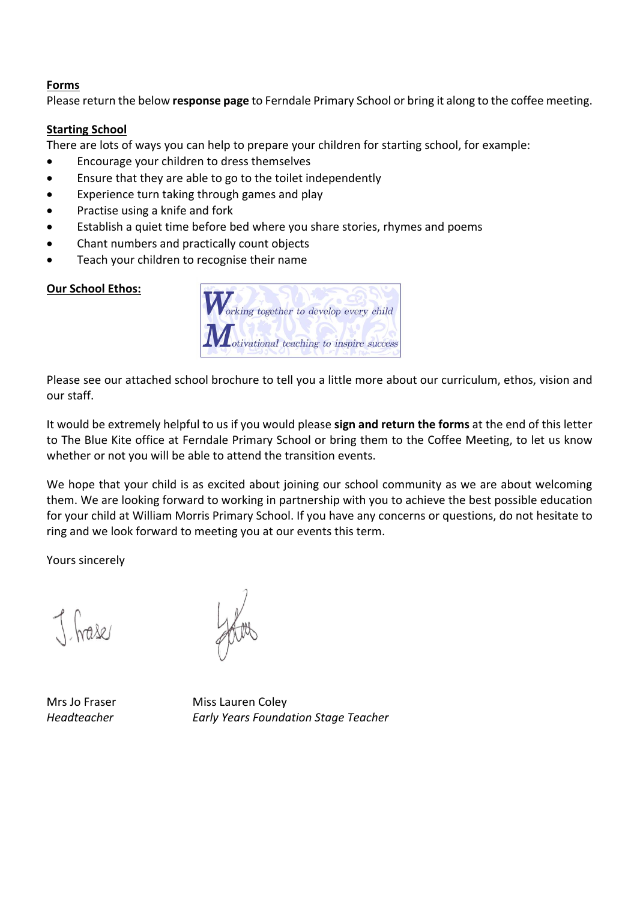**Forms**

Please return the below **response page** to Ferndale Primary School or bring it along to the coffee meeting.

**Starting School**

There are lots of ways you can help to prepare your children for starting school, for example:

- Encourage your children to dress themselves
- Ensure that they are able to go to the toilet independently
- Experience turn taking through games and play
- Practise using a knife and fork
- Establish a quiet time before bed where you share stories, rhymes and poems
- Chant numbers and practically count objects
- Teach your children to recognise their name

**Our School Ethos:**

***W****orking together to develop every child*

***M****otivational teaching to inspire success*

Please see our attached school brochure to tell you a little more about our curriculum, ethos, vision and our staff.

It would be extremely helpful to us if you would please **sign and return the forms** at the end of this letter to The Blue Kite office at Ferndale Primary School or bring them to the Coffee Meeting, to let us know whether or not you will be able to attend the transition events.

We hope that your child is as excited about joining our school community as we are about welcoming them. We are looking forward to working in partnership with you to achieve the best possible education for your child at William Morris Primary School. If you have any concerns or questions, do not hesitate to ring and we look forward to meeting you at our events this term.

Yours sincerely

Mrs Jo Fraser
*Headteacher*

Miss Lauren Coley
*Early Years Foundation Stage Teacher*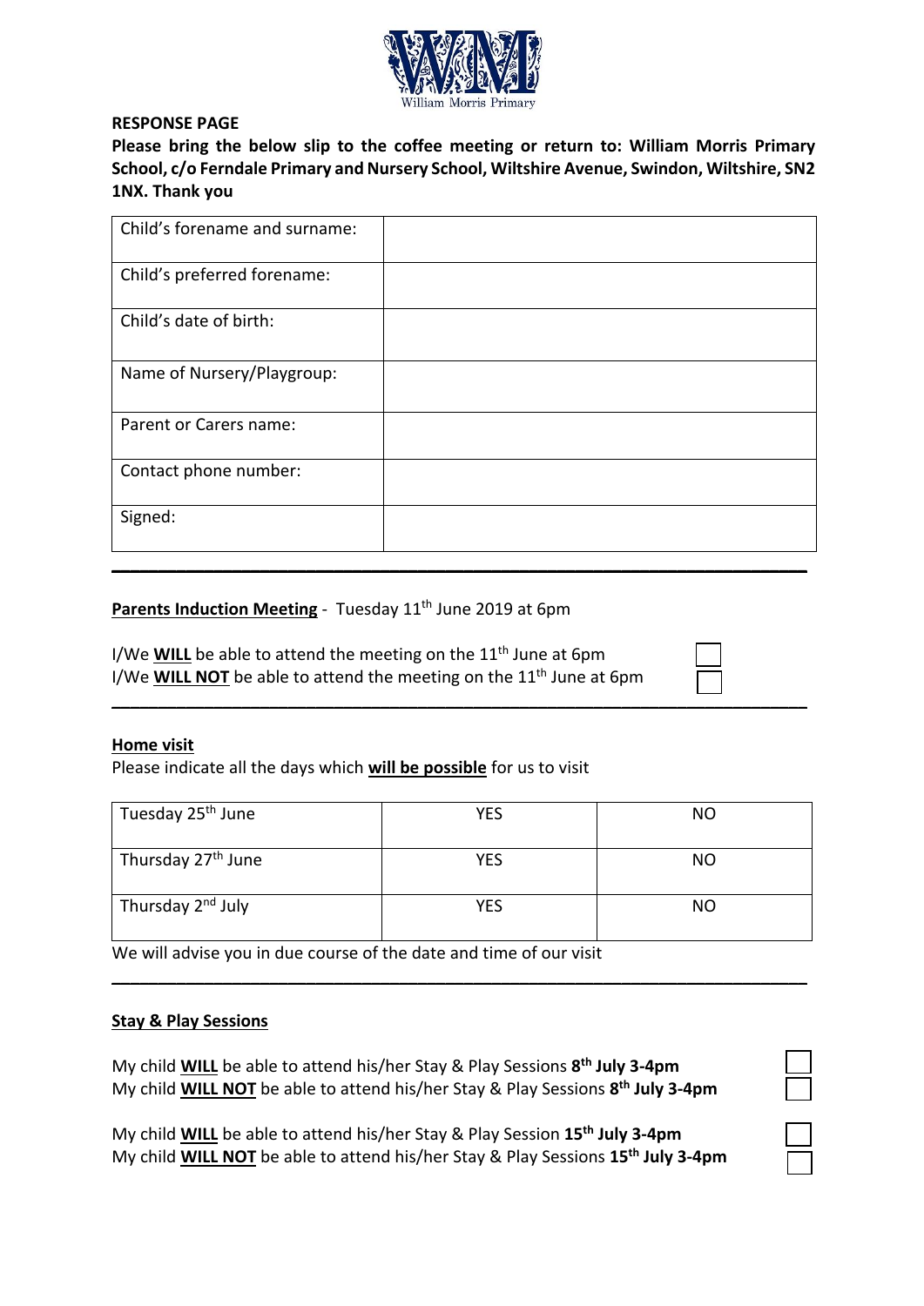**RESPONSE PAGE**

**Please bring the below slip to the coffee meeting or return to: William Morris Primary School, c/o Ferndale Primary and Nursery School, Wiltshire Avenue, Swindon, Wiltshire, SN2 1NX. Thank you**

| | |
|---|---|
| Child's forename and surname: | |
| Child's preferred forename: | |
| Child's date of birth: | |
| Name of Nursery/Playgroup: | |
| Parent or Carers name: | |
| Contact phone number: | |
| Signed: | |

---

**Parents Induction Meeting** - Tuesday 11th June 2019 at 6pm

I/We **WILL** be able to attend the meeting on the 11th June at 6pm ☐
I/We **WILL NOT** be able to attend the meeting on the 11th June at 6pm ☐

---

**Home visit**

Please indicate all the days which **will be possible** for us to visit

| | | |
|---|---|---|
| Tuesday 25th June | YES | NO |
| Thursday 27th June | YES | NO |
| Thursday 2nd July | YES | NO |

We will advise you in due course of the date and time of our visit

---

**Stay & Play Sessions**

My child **WILL** be able to attend his/her Stay & Play Sessions **8th July 3-4pm** ☐
My child **WILL NOT** be able to attend his/her Stay & Play Sessions **8th July 3-4pm** ☐

My child **WILL** be able to attend his/her Stay & Play Session **15th July 3-4pm** ☐
My child **WILL NOT** be able to attend his/her Stay & Play Sessions **15th July 3-4pm** ☐